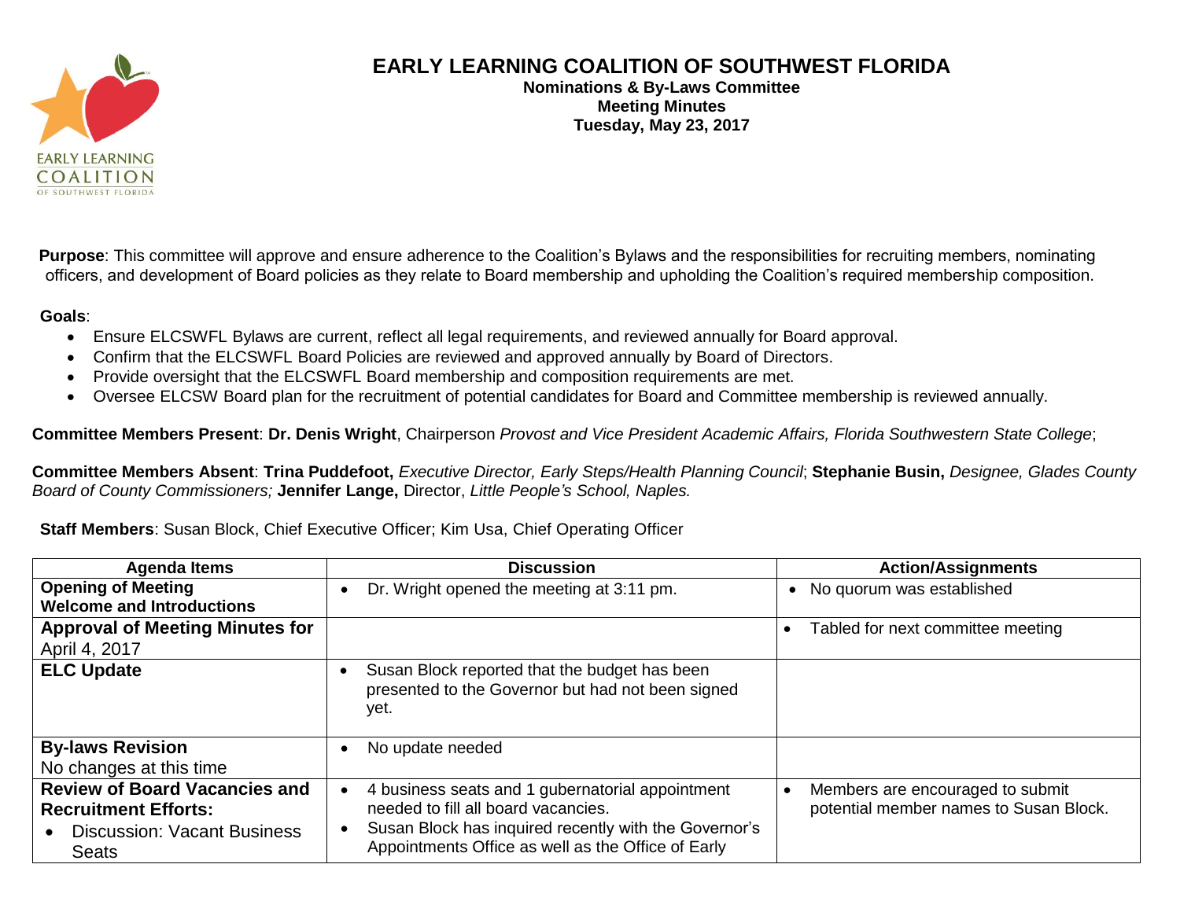# EARLY LEARNING COALITION OF SOUTHWEST FLORIDA

**Nominations & By-Laws Committee**
**Meeting Minutes**
**Tuesday, May 23, 2017**

**Purpose**: This committee will approve and ensure adherence to the Coalition's Bylaws and the responsibilities for recruiting members, nominating officers, and development of Board policies as they relate to Board membership and upholding the Coalition's required membership composition.

**Goals**:

- Ensure ELCSWFL Bylaws are current, reflect all legal requirements, and reviewed annually for Board approval.
- Confirm that the ELCSWFL Board Policies are reviewed and approved annually by Board of Directors.
- Provide oversight that the ELCSWFL Board membership and composition requirements are met.
- Oversee ELCSW Board plan for the recruitment of potential candidates for Board and Committee membership is reviewed annually.

**Committee Members Present**: **Dr. Denis Wright**, Chairperson *Provost and Vice President Academic Affairs, Florida Southwestern State College*;

**Committee Members Absent**: **Trina Puddefoot,** *Executive Director, Early Steps/Health Planning Council*; **Stephanie Busin,** *Designee, Glades County Board of County Commissioners;* **Jennifer Lange,** Director, *Little People's School, Naples.*

**Staff Members**: Susan Block, Chief Executive Officer; Kim Usa, Chief Operating Officer

| Agenda Items | Discussion | Action/Assignments |
|---|---|---|
| **Opening of Meeting**<br>**Welcome and Introductions** | • Dr. Wright opened the meeting at 3:11 pm. | • No quorum was established |
| **Approval of Meeting Minutes for** April 4, 2017 | | • Tabled for next committee meeting |
| **ELC Update** | • Susan Block reported that the budget has been presented to the Governor but had not been signed yet. | |
| **By-laws Revision**<br>No changes at this time | • No update needed | |
| **Review of Board Vacancies and Recruitment Efforts:**<br>• Discussion: Vacant Business Seats | • 4 business seats and 1 gubernatorial appointment needed to fill all board vacancies.<br>• Susan Block has inquired recently with the Governor's Appointments Office as well as the Office of Early | • Members are encouraged to submit potential member names to Susan Block. |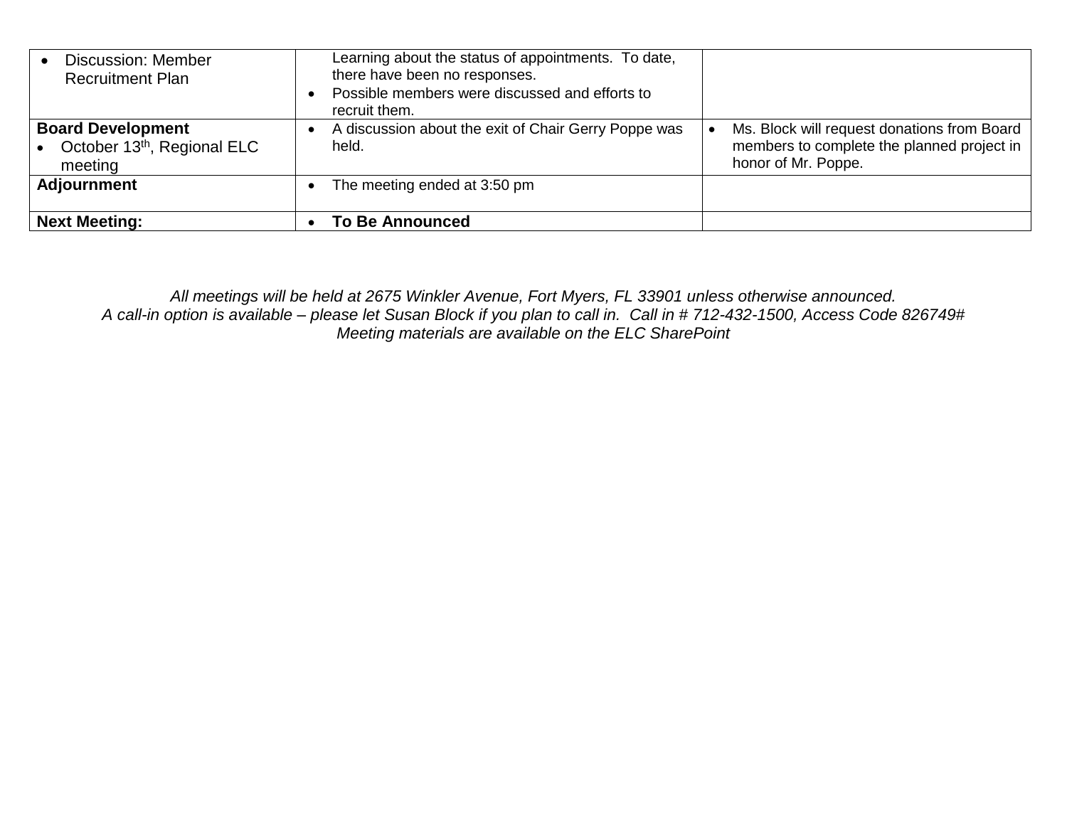| | | |
|---|---|---|
| • Discussion: Member Recruitment Plan | Learning about the status of appointments. To date, there have been no responses.<br>• Possible members were discussed and efforts to recruit them. | |
| **Board Development**<br>• October 13th, Regional ELC meeting | • A discussion about the exit of Chair Gerry Poppe was held. | • Ms. Block will request donations from Board members to complete the planned project in honor of Mr. Poppe. |
| **Adjournment** | • The meeting ended at 3:50 pm | |
| **Next Meeting:** | • **To Be Announced** | |

*All meetings will be held at 2675 Winkler Avenue, Fort Myers, FL 33901 unless otherwise announced.*
*A call-in option is available – please let Susan Block if you plan to call in. Call in # 712-432-1500, Access Code 826749#*
*Meeting materials are available on the ELC SharePoint*